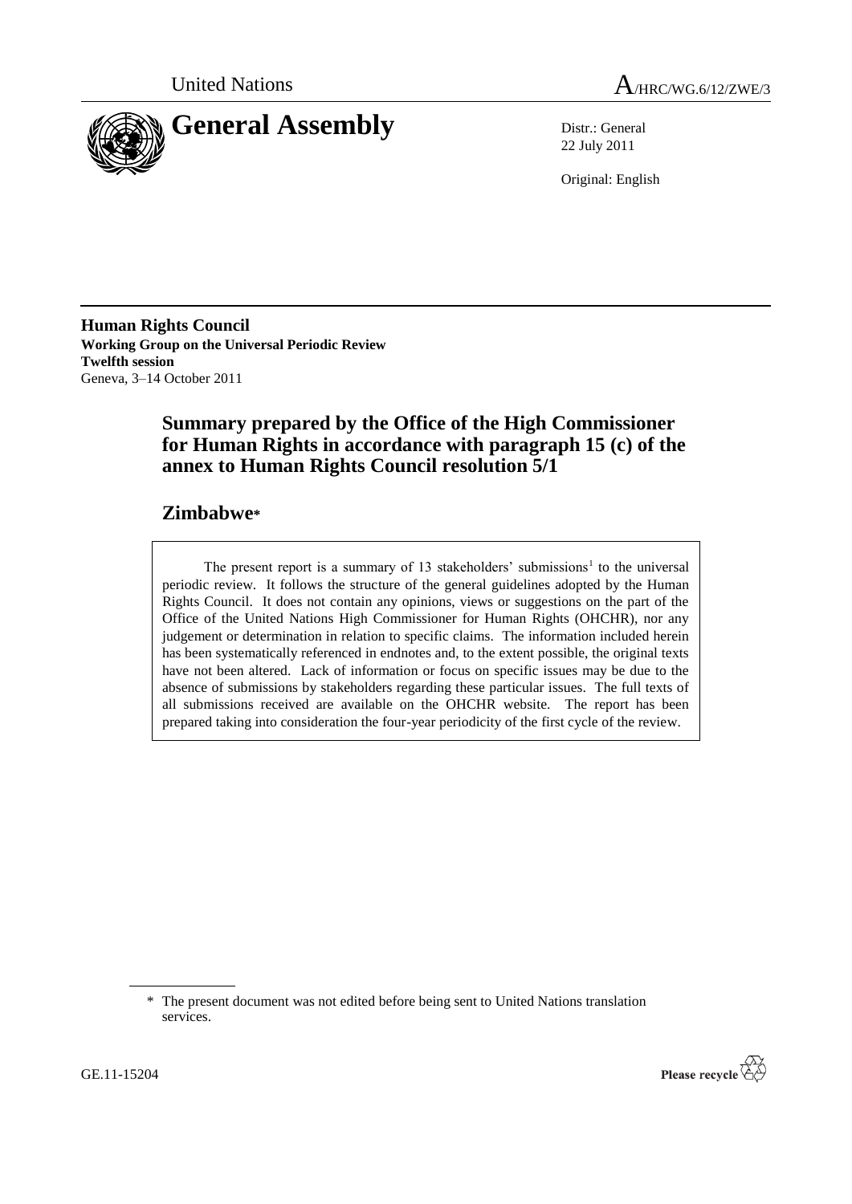United Nations

A/HRC/WG.6/12/ZWE/3

# General Assembly

Distr.: General
22 July 2011

Original: English

**Human Rights Council**
**Working Group on the Universal Periodic Review**
**Twelfth session**
Geneva, 3–14 October 2011

## Summary prepared by the Office of the High Commissioner for Human Rights in accordance with paragraph 15 (c) of the annex to Human Rights Council resolution 5/1

## Zimbabwe*

The present report is a summary of 13 stakeholders' submissions[1] to the universal periodic review. It follows the structure of the general guidelines adopted by the Human Rights Council. It does not contain any opinions, views or suggestions on the part of the Office of the United Nations High Commissioner for Human Rights (OHCHR), nor any judgement or determination in relation to specific claims. The information included herein has been systematically referenced in endnotes and, to the extent possible, the original texts have not been altered. Lack of information or focus on specific issues may be due to the absence of submissions by stakeholders regarding these particular issues. The full texts of all submissions received are available on the OHCHR website. The report has been prepared taking into consideration the four-year periodicity of the first cycle of the review.

---

\* The present document was not edited before being sent to United Nations translation services.

GE.11-15204

Please recycle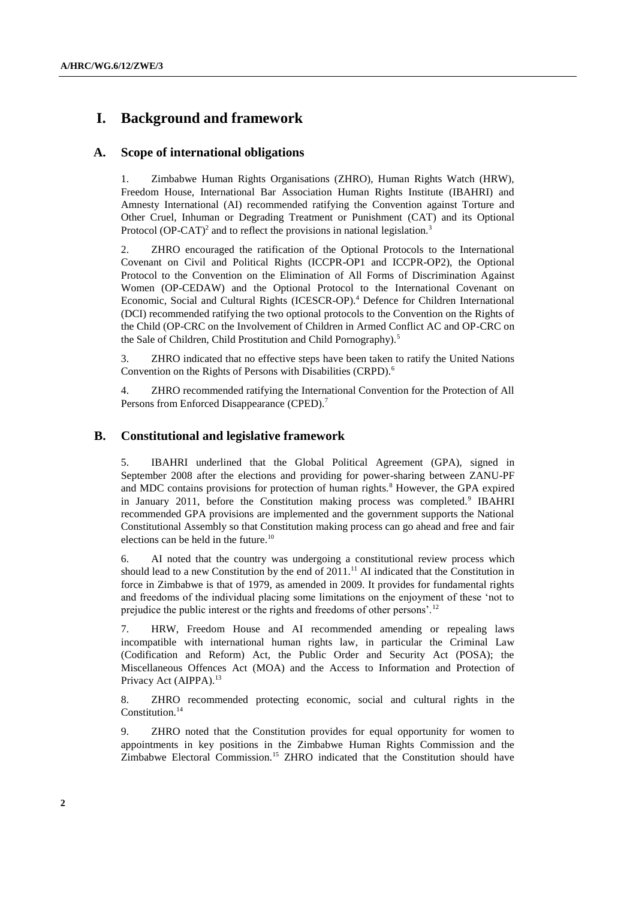# I. Background and framework

## A. Scope of international obligations

1. Zimbabwe Human Rights Organisations (ZHRO), Human Rights Watch (HRW), Freedom House, International Bar Association Human Rights Institute (IBAHRI) and Amnesty International (AI) recommended ratifying the Convention against Torture and Other Cruel, Inhuman or Degrading Treatment or Punishment (CAT) and its Optional Protocol (OP-CAT)[2] and to reflect the provisions in national legislation.[3]

2. ZHRO encouraged the ratification of the Optional Protocols to the International Covenant on Civil and Political Rights (ICCPR-OP1 and ICCPR-OP2), the Optional Protocol to the Convention on the Elimination of All Forms of Discrimination Against Women (OP-CEDAW) and the Optional Protocol to the International Covenant on Economic, Social and Cultural Rights (ICESCR-OP).[4] Defence for Children International (DCI) recommended ratifying the two optional protocols to the Convention on the Rights of the Child (OP-CRC on the Involvement of Children in Armed Conflict AC and OP-CRC on the Sale of Children, Child Prostitution and Child Pornography).[5]

3. ZHRO indicated that no effective steps have been taken to ratify the United Nations Convention on the Rights of Persons with Disabilities (CRPD).[6]

4. ZHRO recommended ratifying the International Convention for the Protection of All Persons from Enforced Disappearance (CPED).[7]

## B. Constitutional and legislative framework

5. IBAHRI underlined that the Global Political Agreement (GPA), signed in September 2008 after the elections and providing for power-sharing between ZANU-PF and MDC contains provisions for protection of human rights.[8] However, the GPA expired in January 2011, before the Constitution making process was completed.[9] IBAHRI recommended GPA provisions are implemented and the government supports the National Constitutional Assembly so that Constitution making process can go ahead and free and fair elections can be held in the future.[10]

6. AI noted that the country was undergoing a constitutional review process which should lead to a new Constitution by the end of 2011.[11] AI indicated that the Constitution in force in Zimbabwe is that of 1979, as amended in 2009. It provides for fundamental rights and freedoms of the individual placing some limitations on the enjoyment of these 'not to prejudice the public interest or the rights and freedoms of other persons'.[12]

7. HRW, Freedom House and AI recommended amending or repealing laws incompatible with international human rights law, in particular the Criminal Law (Codification and Reform) Act, the Public Order and Security Act (POSA); the Miscellaneous Offences Act (MOA) and the Access to Information and Protection of Privacy Act (AIPPA).[13]

8. ZHRO recommended protecting economic, social and cultural rights in the Constitution.[14]

9. ZHRO noted that the Constitution provides for equal opportunity for women to appointments in key positions in the Zimbabwe Human Rights Commission and the Zimbabwe Electoral Commission.[15] ZHRO indicated that the Constitution should have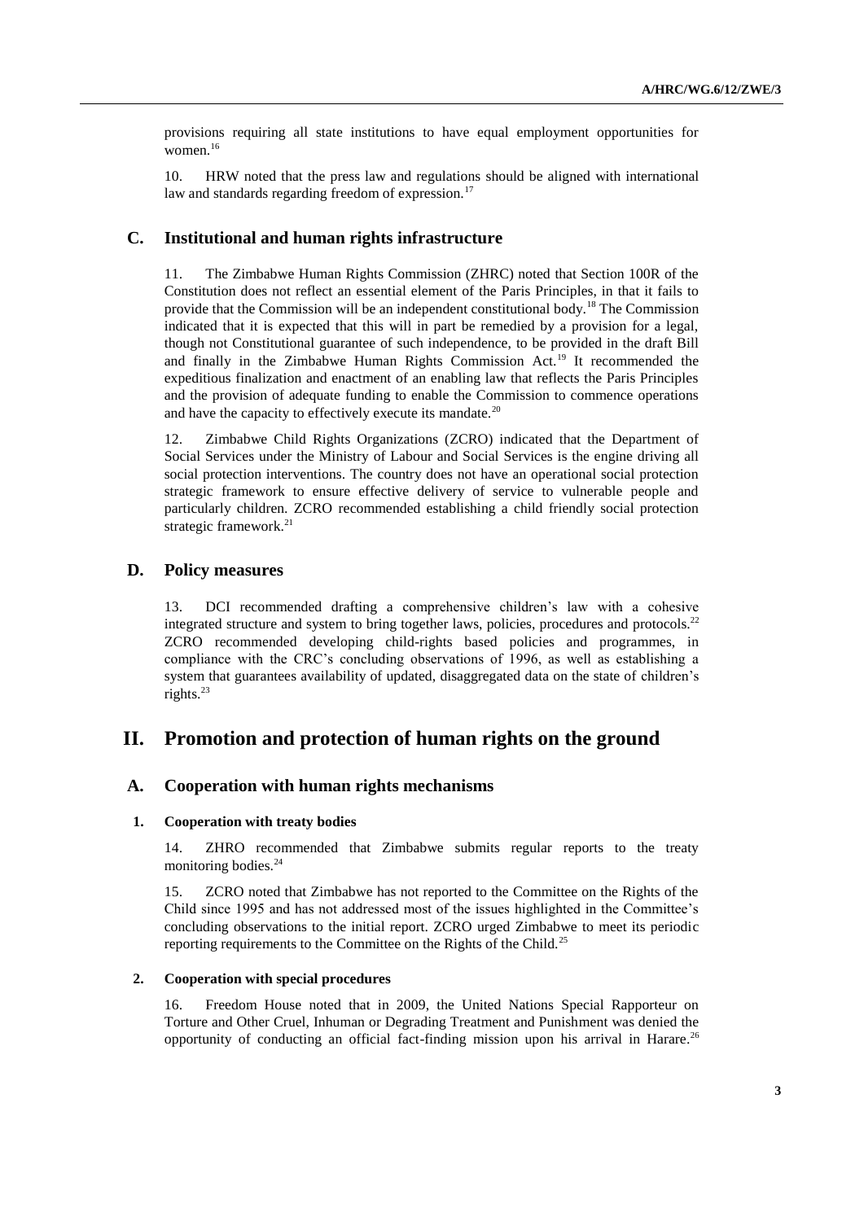provisions requiring all state institutions to have equal employment opportunities for women.[16]

10. HRW noted that the press law and regulations should be aligned with international law and standards regarding freedom of expression.[17]

## C. Institutional and human rights infrastructure

11. The Zimbabwe Human Rights Commission (ZHRC) noted that Section 100R of the Constitution does not reflect an essential element of the Paris Principles, in that it fails to provide that the Commission will be an independent constitutional body.[18] The Commission indicated that it is expected that this will in part be remedied by a provision for a legal, though not Constitutional guarantee of such independence, to be provided in the draft Bill and finally in the Zimbabwe Human Rights Commission Act.[19] It recommended the expeditious finalization and enactment of an enabling law that reflects the Paris Principles and the provision of adequate funding to enable the Commission to commence operations and have the capacity to effectively execute its mandate.[20]

12. Zimbabwe Child Rights Organizations (ZCRO) indicated that the Department of Social Services under the Ministry of Labour and Social Services is the engine driving all social protection interventions. The country does not have an operational social protection strategic framework to ensure effective delivery of service to vulnerable people and particularly children. ZCRO recommended establishing a child friendly social protection strategic framework.[21]

## D. Policy measures

13. DCI recommended drafting a comprehensive children's law with a cohesive integrated structure and system to bring together laws, policies, procedures and protocols.[22] ZCRO recommended developing child-rights based policies and programmes, in compliance with the CRC's concluding observations of 1996, as well as establishing a system that guarantees availability of updated, disaggregated data on the state of children's rights.[23]

# II. Promotion and protection of human rights on the ground

## A. Cooperation with human rights mechanisms

### 1. Cooperation with treaty bodies

14. ZHRO recommended that Zimbabwe submits regular reports to the treaty monitoring bodies.[24]

15. ZCRO noted that Zimbabwe has not reported to the Committee on the Rights of the Child since 1995 and has not addressed most of the issues highlighted in the Committee's concluding observations to the initial report. ZCRO urged Zimbabwe to meet its periodic reporting requirements to the Committee on the Rights of the Child.[25]

### 2. Cooperation with special procedures

16. Freedom House noted that in 2009, the United Nations Special Rapporteur on Torture and Other Cruel, Inhuman or Degrading Treatment and Punishment was denied the opportunity of conducting an official fact-finding mission upon his arrival in Harare.[26]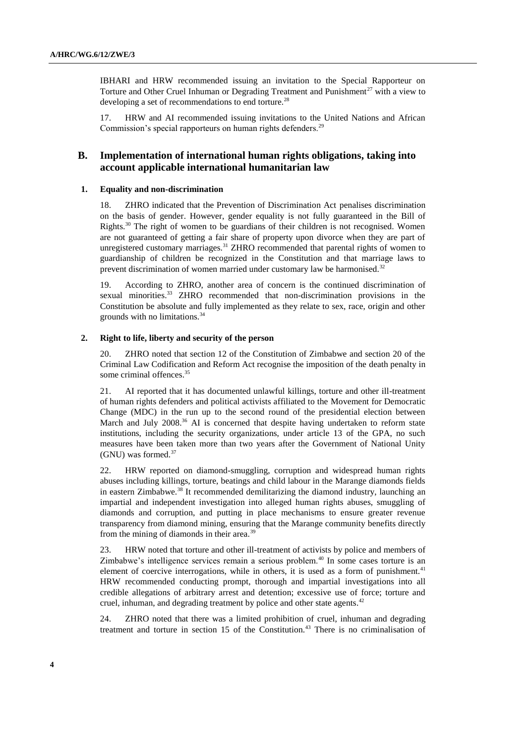IBHARI and HRW recommended issuing an invitation to the Special Rapporteur on Torture and Other Cruel Inhuman or Degrading Treatment and Punishment[27] with a view to developing a set of recommendations to end torture.[28]

17. HRW and AI recommended issuing invitations to the United Nations and African Commission's special rapporteurs on human rights defenders.[29]

## B. Implementation of international human rights obligations, taking into account applicable international humanitarian law

### 1. Equality and non-discrimination

18. ZHRO indicated that the Prevention of Discrimination Act penalises discrimination on the basis of gender. However, gender equality is not fully guaranteed in the Bill of Rights.[30] The right of women to be guardians of their children is not recognised. Women are not guaranteed of getting a fair share of property upon divorce when they are part of unregistered customary marriages.[31] ZHRO recommended that parental rights of women to guardianship of children be recognized in the Constitution and that marriage laws to prevent discrimination of women married under customary law be harmonised.[32]

19. According to ZHRO, another area of concern is the continued discrimination of sexual minorities.[33] ZHRO recommended that non-discrimination provisions in the Constitution be absolute and fully implemented as they relate to sex, race, origin and other grounds with no limitations.[34]

### 2. Right to life, liberty and security of the person

20. ZHRO noted that section 12 of the Constitution of Zimbabwe and section 20 of the Criminal Law Codification and Reform Act recognise the imposition of the death penalty in some criminal offences.[35]

21. AI reported that it has documented unlawful killings, torture and other ill-treatment of human rights defenders and political activists affiliated to the Movement for Democratic Change (MDC) in the run up to the second round of the presidential election between March and July 2008.[36] AI is concerned that despite having undertaken to reform state institutions, including the security organizations, under article 13 of the GPA, no such measures have been taken more than two years after the Government of National Unity (GNU) was formed.[37]

22. HRW reported on diamond-smuggling, corruption and widespread human rights abuses including killings, torture, beatings and child labour in the Marange diamonds fields in eastern Zimbabwe.[38] It recommended demilitarizing the diamond industry, launching an impartial and independent investigation into alleged human rights abuses, smuggling of diamonds and corruption, and putting in place mechanisms to ensure greater revenue transparency from diamond mining, ensuring that the Marange community benefits directly from the mining of diamonds in their area.[39]

23. HRW noted that torture and other ill-treatment of activists by police and members of Zimbabwe's intelligence services remain a serious problem.[40] In some cases torture is an element of coercive interrogations, while in others, it is used as a form of punishment.[41] HRW recommended conducting prompt, thorough and impartial investigations into all credible allegations of arbitrary arrest and detention; excessive use of force; torture and cruel, inhuman, and degrading treatment by police and other state agents.[42]

24. ZHRO noted that there was a limited prohibition of cruel, inhuman and degrading treatment and torture in section 15 of the Constitution.[43] There is no criminalisation of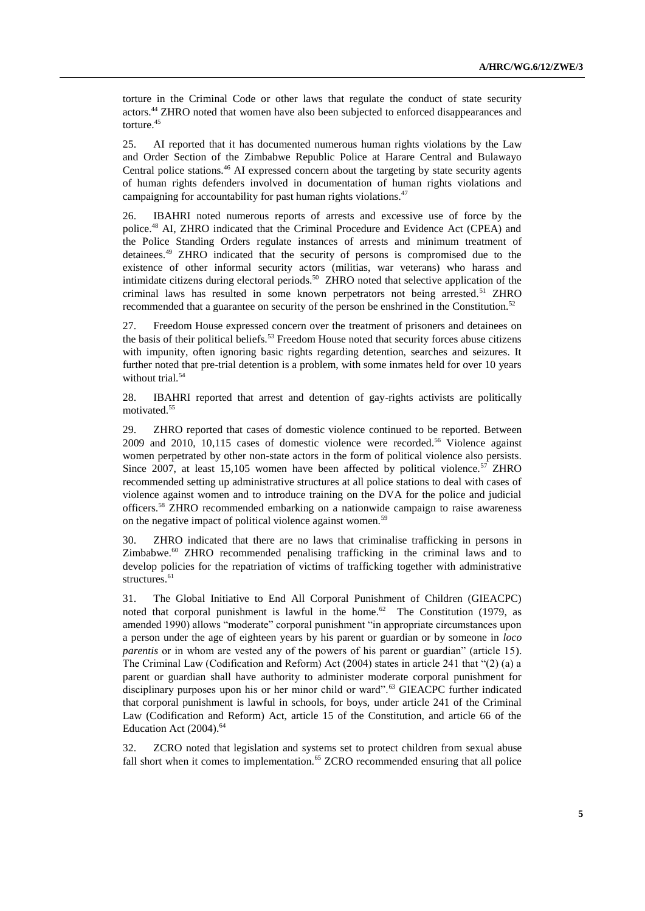torture in the Criminal Code or other laws that regulate the conduct of state security actors.[44] ZHRO noted that women have also been subjected to enforced disappearances and torture.[45]

25. AI reported that it has documented numerous human rights violations by the Law and Order Section of the Zimbabwe Republic Police at Harare Central and Bulawayo Central police stations.[46] AI expressed concern about the targeting by state security agents of human rights defenders involved in documentation of human rights violations and campaigning for accountability for past human rights violations.[47]

26. IBAHRI noted numerous reports of arrests and excessive use of force by the police.[48] AI, ZHRO indicated that the Criminal Procedure and Evidence Act (CPEA) and the Police Standing Orders regulate instances of arrests and minimum treatment of detainees.[49] ZHRO indicated that the security of persons is compromised due to the existence of other informal security actors (militias, war veterans) who harass and intimidate citizens during electoral periods.[50] ZHRO noted that selective application of the criminal laws has resulted in some known perpetrators not being arrested.[51] ZHRO recommended that a guarantee on security of the person be enshrined in the Constitution.[52]

27. Freedom House expressed concern over the treatment of prisoners and detainees on the basis of their political beliefs.[53] Freedom House noted that security forces abuse citizens with impunity, often ignoring basic rights regarding detention, searches and seizures. It further noted that pre-trial detention is a problem, with some inmates held for over 10 years without trial.[54]

28. IBAHRI reported that arrest and detention of gay-rights activists are politically motivated.[55]

29. ZHRO reported that cases of domestic violence continued to be reported. Between 2009 and 2010, 10,115 cases of domestic violence were recorded.[56] Violence against women perpetrated by other non-state actors in the form of political violence also persists. Since 2007, at least 15,105 women have been affected by political violence.[57] ZHRO recommended setting up administrative structures at all police stations to deal with cases of violence against women and to introduce training on the DVA for the police and judicial officers.[58] ZHRO recommended embarking on a nationwide campaign to raise awareness on the negative impact of political violence against women.[59]

30. ZHRO indicated that there are no laws that criminalise trafficking in persons in Zimbabwe.[60] ZHRO recommended penalising trafficking in the criminal laws and to develop policies for the repatriation of victims of trafficking together with administrative structures.[61]

31. The Global Initiative to End All Corporal Punishment of Children (GIEACPC) noted that corporal punishment is lawful in the home.[62] The Constitution (1979, as amended 1990) allows "moderate" corporal punishment "in appropriate circumstances upon a person under the age of eighteen years by his parent or guardian or by someone in *loco parentis* or in whom are vested any of the powers of his parent or guardian" (article 15). The Criminal Law (Codification and Reform) Act (2004) states in article 241 that "(2) (a) a parent or guardian shall have authority to administer moderate corporal punishment for disciplinary purposes upon his or her minor child or ward".[63] GIEACPC further indicated that corporal punishment is lawful in schools, for boys, under article 241 of the Criminal Law (Codification and Reform) Act, article 15 of the Constitution, and article 66 of the Education Act (2004).[64]

32. ZCRO noted that legislation and systems set to protect children from sexual abuse fall short when it comes to implementation.[65] ZCRO recommended ensuring that all police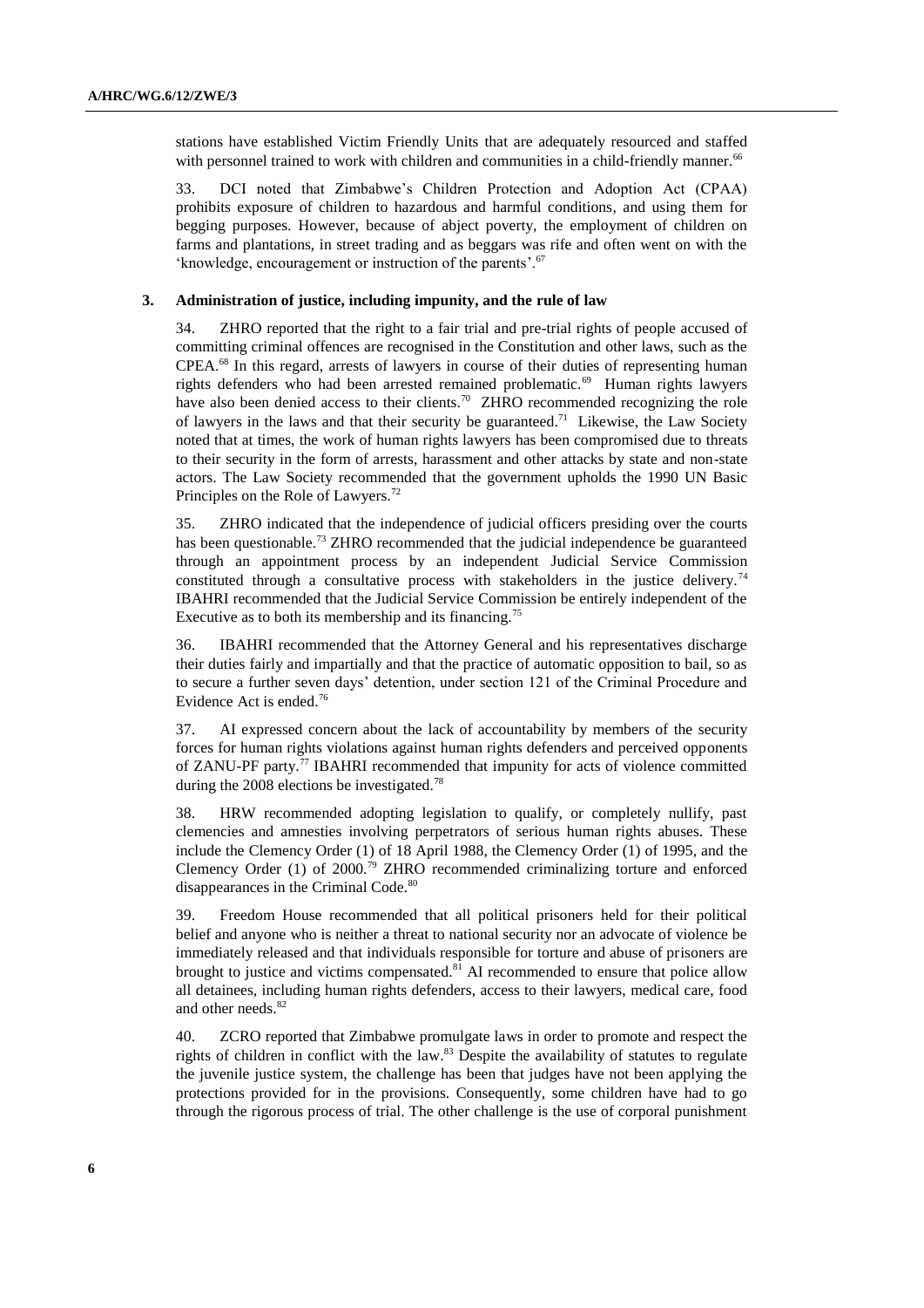stations have established Victim Friendly Units that are adequately resourced and staffed with personnel trained to work with children and communities in a child-friendly manner.[66]

33. DCI noted that Zimbabwe's Children Protection and Adoption Act (CPAA) prohibits exposure of children to hazardous and harmful conditions, and using them for begging purposes. However, because of abject poverty, the employment of children on farms and plantations, in street trading and as beggars was rife and often went on with the 'knowledge, encouragement or instruction of the parents'.[67]

### 3. Administration of justice, including impunity, and the rule of law

34. ZHRO reported that the right to a fair trial and pre-trial rights of people accused of committing criminal offences are recognised in the Constitution and other laws, such as the CPEA.[68] In this regard, arrests of lawyers in course of their duties of representing human rights defenders who had been arrested remained problematic.[69] Human rights lawyers have also been denied access to their clients.[70] ZHRO recommended recognizing the role of lawyers in the laws and that their security be guaranteed.[71] Likewise, the Law Society noted that at times, the work of human rights lawyers has been compromised due to threats to their security in the form of arrests, harassment and other attacks by state and non-state actors. The Law Society recommended that the government upholds the 1990 UN Basic Principles on the Role of Lawyers.[72]

35. ZHRO indicated that the independence of judicial officers presiding over the courts has been questionable.[73] ZHRO recommended that the judicial independence be guaranteed through an appointment process by an independent Judicial Service Commission constituted through a consultative process with stakeholders in the justice delivery.[74] IBAHRI recommended that the Judicial Service Commission be entirely independent of the Executive as to both its membership and its financing.[75]

36. IBAHRI recommended that the Attorney General and his representatives discharge their duties fairly and impartially and that the practice of automatic opposition to bail, so as to secure a further seven days' detention, under section 121 of the Criminal Procedure and Evidence Act is ended.[76]

37. AI expressed concern about the lack of accountability by members of the security forces for human rights violations against human rights defenders and perceived opponents of ZANU-PF party.[77] IBAHRI recommended that impunity for acts of violence committed during the 2008 elections be investigated.[78]

38. HRW recommended adopting legislation to qualify, or completely nullify, past clemencies and amnesties involving perpetrators of serious human rights abuses. These include the Clemency Order (1) of 18 April 1988, the Clemency Order (1) of 1995, and the Clemency Order (1) of 2000.[79] ZHRO recommended criminalizing torture and enforced disappearances in the Criminal Code.[80]

39. Freedom House recommended that all political prisoners held for their political belief and anyone who is neither a threat to national security nor an advocate of violence be immediately released and that individuals responsible for torture and abuse of prisoners are brought to justice and victims compensated.[81] AI recommended to ensure that police allow all detainees, including human rights defenders, access to their lawyers, medical care, food and other needs.[82]

40. ZCRO reported that Zimbabwe promulgate laws in order to promote and respect the rights of children in conflict with the law.[83] Despite the availability of statutes to regulate the juvenile justice system, the challenge has been that judges have not been applying the protections provided for in the provisions. Consequently, some children have had to go through the rigorous process of trial. The other challenge is the use of corporal punishment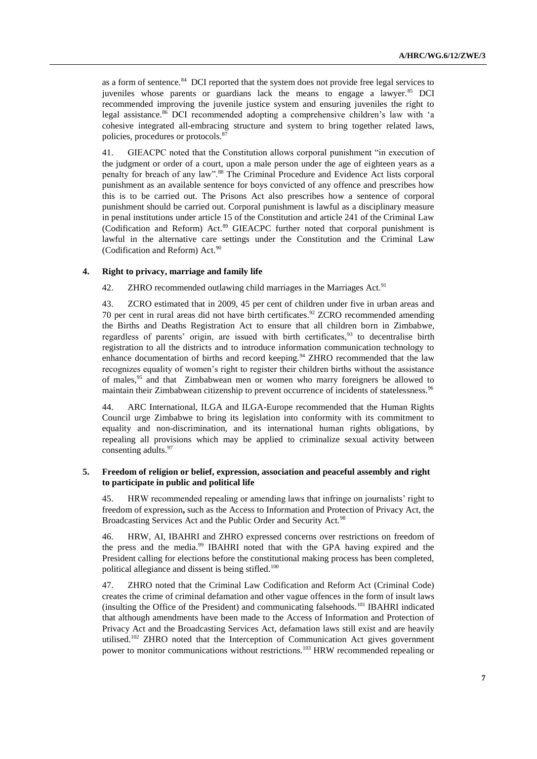as a form of sentence.[84] DCI reported that the system does not provide free legal services to juveniles whose parents or guardians lack the means to engage a lawyer.[85] DCI recommended improving the juvenile justice system and ensuring juveniles the right to legal assistance.[86] DCI recommended adopting a comprehensive children's law with 'a cohesive integrated all-embracing structure and system to bring together related laws, policies, procedures or protocols.[87]

41. GIEACPC noted that the Constitution allows corporal punishment "in execution of the judgment or order of a court, upon a male person under the age of eighteen years as a penalty for breach of any law".[88] The Criminal Procedure and Evidence Act lists corporal punishment as an available sentence for boys convicted of any offence and prescribes how this is to be carried out. The Prisons Act also prescribes how a sentence of corporal punishment should be carried out. Corporal punishment is lawful as a disciplinary measure in penal institutions under article 15 of the Constitution and article 241 of the Criminal Law (Codification and Reform) Act.[89] GIEACPC further noted that corporal punishment is lawful in the alternative care settings under the Constitution and the Criminal Law (Codification and Reform) Act.[90]

### 4. Right to privacy, marriage and family life

42. ZHRO recommended outlawing child marriages in the Marriages Act.[91]

43. ZCRO estimated that in 2009, 45 per cent of children under five in urban areas and 70 per cent in rural areas did not have birth certificates.[92] ZCRO recommended amending the Births and Deaths Registration Act to ensure that all children born in Zimbabwe, regardless of parents' origin, are issued with birth certificates,[93] to decentralise birth registration to all the districts and to introduce information communication technology to enhance documentation of births and record keeping.[94] ZHRO recommended that the law recognizes equality of women's right to register their children births without the assistance of males,[95] and that Zimbabwean men or women who marry foreigners be allowed to maintain their Zimbabwean citizenship to prevent occurrence of incidents of statelessness.[96]

44. ARC International, ILGA and ILGA-Europe recommended that the Human Rights Council urge Zimbabwe to bring its legislation into conformity with its commitment to equality and non-discrimination, and its international human rights obligations, by repealing all provisions which may be applied to criminalize sexual activity between consenting adults.[97]

### 5. Freedom of religion or belief, expression, association and peaceful assembly and right to participate in public and political life

45. HRW recommended repealing or amending laws that infringe on journalists' right to freedom of expression**,** such as the Access to Information and Protection of Privacy Act, the Broadcasting Services Act and the Public Order and Security Act.[98]

46. HRW, AI, IBAHRI and ZHRO expressed concerns over restrictions on freedom of the press and the media.[99] IBAHRI noted that with the GPA having expired and the President calling for elections before the constitutional making process has been completed, political allegiance and dissent is being stifled.[100]

47. ZHRO noted that the Criminal Law Codification and Reform Act (Criminal Code) creates the crime of criminal defamation and other vague offences in the form of insult laws (insulting the Office of the President) and communicating falsehoods.[101] IBAHRI indicated that although amendments have been made to the Access of Information and Protection of Privacy Act and the Broadcasting Services Act, defamation laws still exist and are heavily utilised.[102] ZHRO noted that the Interception of Communication Act gives government power to monitor communications without restrictions.[103] HRW recommended repealing or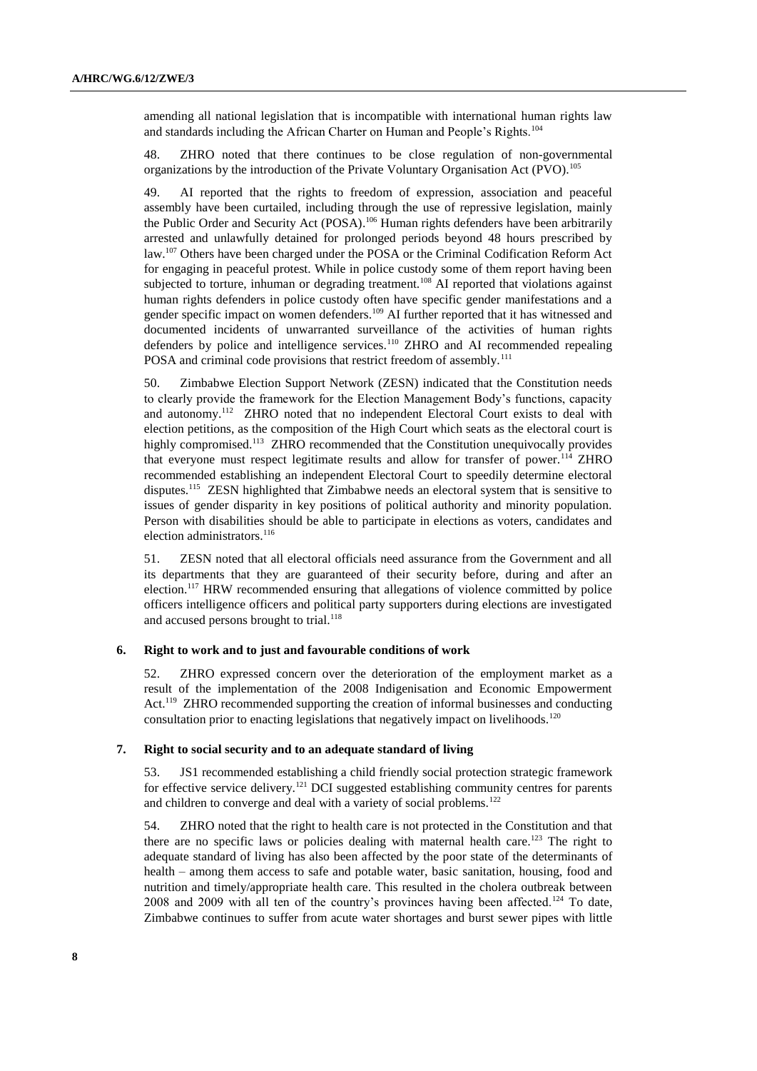amending all national legislation that is incompatible with international human rights law and standards including the African Charter on Human and People's Rights.[104]

48. ZHRO noted that there continues to be close regulation of non-governmental organizations by the introduction of the Private Voluntary Organisation Act (PVO).[105]

49. AI reported that the rights to freedom of expression, association and peaceful assembly have been curtailed, including through the use of repressive legislation, mainly the Public Order and Security Act (POSA).[106] Human rights defenders have been arbitrarily arrested and unlawfully detained for prolonged periods beyond 48 hours prescribed by law.[107] Others have been charged under the POSA or the Criminal Codification Reform Act for engaging in peaceful protest. While in police custody some of them report having been subjected to torture, inhuman or degrading treatment.[108] AI reported that violations against human rights defenders in police custody often have specific gender manifestations and a gender specific impact on women defenders.[109] AI further reported that it has witnessed and documented incidents of unwarranted surveillance of the activities of human rights defenders by police and intelligence services.[110] ZHRO and AI recommended repealing POSA and criminal code provisions that restrict freedom of assembly.[111]

50. Zimbabwe Election Support Network (ZESN) indicated that the Constitution needs to clearly provide the framework for the Election Management Body's functions, capacity and autonomy.[112] ZHRO noted that no independent Electoral Court exists to deal with election petitions, as the composition of the High Court which seats as the electoral court is highly compromised.[113] ZHRO recommended that the Constitution unequivocally provides that everyone must respect legitimate results and allow for transfer of power.[114] ZHRO recommended establishing an independent Electoral Court to speedily determine electoral disputes.[115] ZESN highlighted that Zimbabwe needs an electoral system that is sensitive to issues of gender disparity in key positions of political authority and minority population. Person with disabilities should be able to participate in elections as voters, candidates and election administrators.[116]

51. ZESN noted that all electoral officials need assurance from the Government and all its departments that they are guaranteed of their security before, during and after an election.[117] HRW recommended ensuring that allegations of violence committed by police officers intelligence officers and political party supporters during elections are investigated and accused persons brought to trial.[118]

### 6. Right to work and to just and favourable conditions of work

52. ZHRO expressed concern over the deterioration of the employment market as a result of the implementation of the 2008 Indigenisation and Economic Empowerment Act.[119] ZHRO recommended supporting the creation of informal businesses and conducting consultation prior to enacting legislations that negatively impact on livelihoods.[120]

### 7. Right to social security and to an adequate standard of living

53. JS1 recommended establishing a child friendly social protection strategic framework for effective service delivery.[121] DCI suggested establishing community centres for parents and children to converge and deal with a variety of social problems.[122]

54. ZHRO noted that the right to health care is not protected in the Constitution and that there are no specific laws or policies dealing with maternal health care.[123] The right to adequate standard of living has also been affected by the poor state of the determinants of health – among them access to safe and potable water, basic sanitation, housing, food and nutrition and timely/appropriate health care. This resulted in the cholera outbreak between 2008 and 2009 with all ten of the country's provinces having been affected.[124] To date, Zimbabwe continues to suffer from acute water shortages and burst sewer pipes with little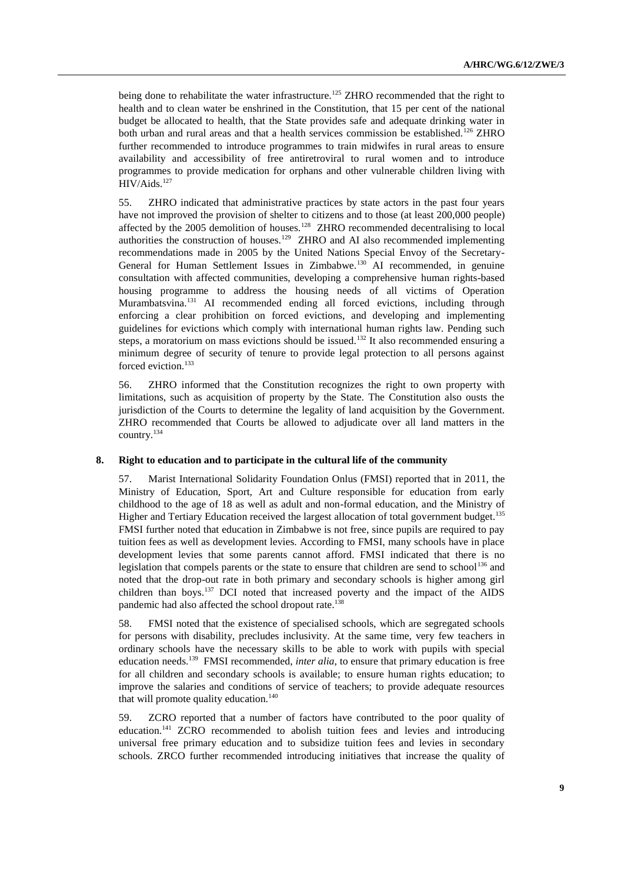being done to rehabilitate the water infrastructure.[125] ZHRO recommended that the right to health and to clean water be enshrined in the Constitution, that 15 per cent of the national budget be allocated to health, that the State provides safe and adequate drinking water in both urban and rural areas and that a health services commission be established.[126] ZHRO further recommended to introduce programmes to train midwifes in rural areas to ensure availability and accessibility of free antiretroviral to rural women and to introduce programmes to provide medication for orphans and other vulnerable children living with HIV/Aids.[127]

55. ZHRO indicated that administrative practices by state actors in the past four years have not improved the provision of shelter to citizens and to those (at least 200,000 people) affected by the 2005 demolition of houses.[128] ZHRO recommended decentralising to local authorities the construction of houses.[129] ZHRO and AI also recommended implementing recommendations made in 2005 by the United Nations Special Envoy of the Secretary-General for Human Settlement Issues in Zimbabwe.[130] AI recommended, in genuine consultation with affected communities, developing a comprehensive human rights-based housing programme to address the housing needs of all victims of Operation Murambatsvina.[131] AI recommended ending all forced evictions, including through enforcing a clear prohibition on forced evictions, and developing and implementing guidelines for evictions which comply with international human rights law. Pending such steps, a moratorium on mass evictions should be issued.[132] It also recommended ensuring a minimum degree of security of tenure to provide legal protection to all persons against forced eviction.[133]

56. ZHRO informed that the Constitution recognizes the right to own property with limitations, such as acquisition of property by the State. The Constitution also ousts the jurisdiction of the Courts to determine the legality of land acquisition by the Government. ZHRO recommended that Courts be allowed to adjudicate over all land matters in the country.[134]

### 8. Right to education and to participate in the cultural life of the community

57. Marist International Solidarity Foundation Onlus (FMSI) reported that in 2011, the Ministry of Education, Sport, Art and Culture responsible for education from early childhood to the age of 18 as well as adult and non-formal education, and the Ministry of Higher and Tertiary Education received the largest allocation of total government budget.[135] FMSI further noted that education in Zimbabwe is not free, since pupils are required to pay tuition fees as well as development levies. According to FMSI, many schools have in place development levies that some parents cannot afford. FMSI indicated that there is no legislation that compels parents or the state to ensure that children are send to school[136] and noted that the drop-out rate in both primary and secondary schools is higher among girl children than boys.[137] DCI noted that increased poverty and the impact of the AIDS pandemic had also affected the school dropout rate.[138]

58. FMSI noted that the existence of specialised schools, which are segregated schools for persons with disability, precludes inclusivity. At the same time, very few teachers in ordinary schools have the necessary skills to be able to work with pupils with special education needs.[139] FMSI recommended, *inter alia*, to ensure that primary education is free for all children and secondary schools is available; to ensure human rights education; to improve the salaries and conditions of service of teachers; to provide adequate resources that will promote quality education.[140]

59. ZCRO reported that a number of factors have contributed to the poor quality of education.[141] ZCRO recommended to abolish tuition fees and levies and introducing universal free primary education and to subsidize tuition fees and levies in secondary schools. ZRCO further recommended introducing initiatives that increase the quality of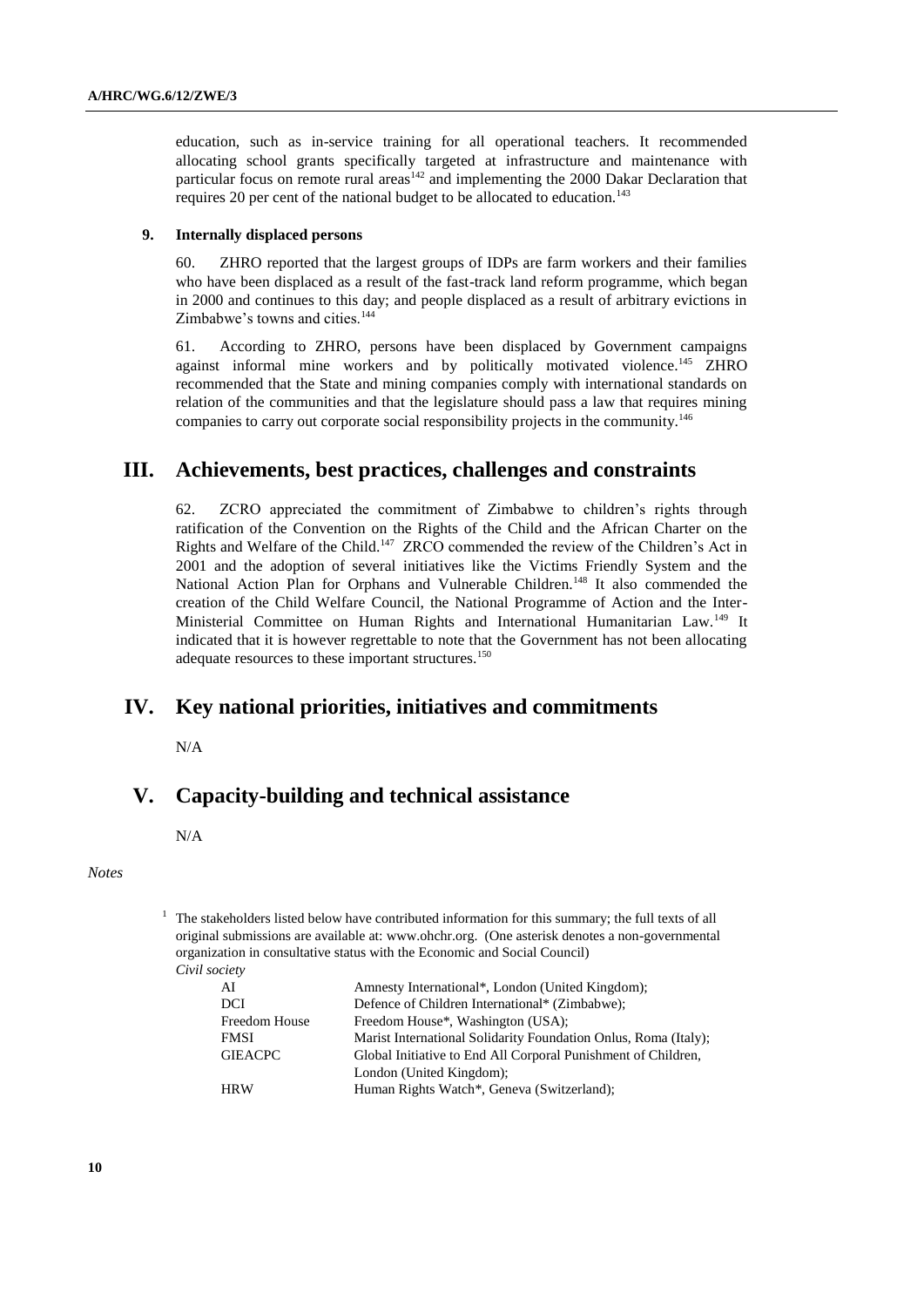education, such as in-service training for all operational teachers. It recommended allocating school grants specifically targeted at infrastructure and maintenance with particular focus on remote rural areas[142] and implementing the 2000 Dakar Declaration that requires 20 per cent of the national budget to be allocated to education.[143]

### 9. Internally displaced persons

60. ZHRO reported that the largest groups of IDPs are farm workers and their families who have been displaced as a result of the fast-track land reform programme, which began in 2000 and continues to this day; and people displaced as a result of arbitrary evictions in Zimbabwe's towns and cities.[144]

61. According to ZHRO, persons have been displaced by Government campaigns against informal mine workers and by politically motivated violence.[145] ZHRO recommended that the State and mining companies comply with international standards on relation of the communities and that the legislature should pass a law that requires mining companies to carry out corporate social responsibility projects in the community.[146]

## III. Achievements, best practices, challenges and constraints

62. ZCRO appreciated the commitment of Zimbabwe to children's rights through ratification of the Convention on the Rights of the Child and the African Charter on the Rights and Welfare of the Child.[147] ZRCO commended the review of the Children's Act in 2001 and the adoption of several initiatives like the Victims Friendly System and the National Action Plan for Orphans and Vulnerable Children.[148] It also commended the creation of the Child Welfare Council, the National Programme of Action and the Inter-Ministerial Committee on Human Rights and International Humanitarian Law.[149] It indicated that it is however regrettable to note that the Government has not been allocating adequate resources to these important structures.[150]

## IV. Key national priorities, initiatives and commitments

N/A

## V. Capacity-building and technical assistance

N/A

*Notes*

[1] The stakeholders listed below have contributed information for this summary; the full texts of all original submissions are available at: www.ohchr.org. (One asterisk denotes a non-governmental organization in consultative status with the Economic and Social Council)

*Civil society*

| | |
|---|---|
| AI | Amnesty International*, London (United Kingdom); |
| DCI | Defence of Children International* (Zimbabwe); |
| Freedom House | Freedom House*, Washington (USA); |
| FMSI | Marist International Solidarity Foundation Onlus, Roma (Italy); |
| GIEACPC | Global Initiative to End All Corporal Punishment of Children, London (United Kingdom); |
| HRW | Human Rights Watch*, Geneva (Switzerland); |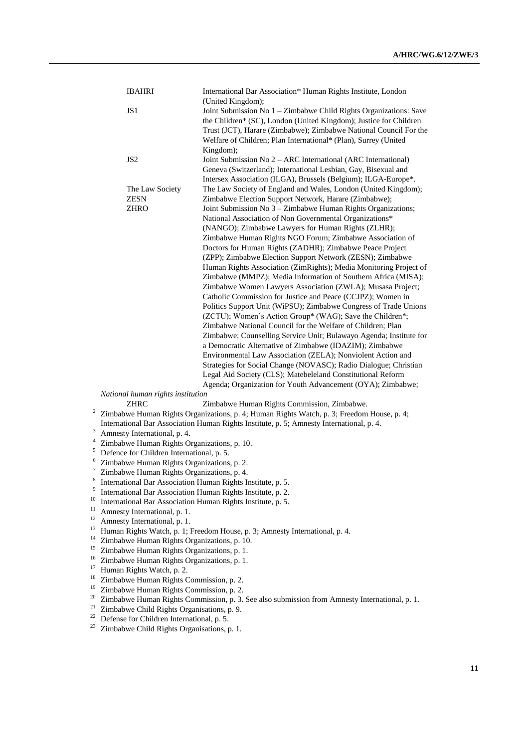| | |
|---|---|
| IBAHRI | International Bar Association* Human Rights Institute, London (United Kingdom); |
| JS1 | Joint Submission No 1 – Zimbabwe Child Rights Organizations: Save the Children* (SC), London (United Kingdom); Justice for Children Trust (JCT), Harare (Zimbabwe); Zimbabwe National Council For the Welfare of Children; Plan International* (Plan), Surrey (United Kingdom); |
| JS2 | Joint Submission No 2 – ARC International (ARC International) Geneva (Switzerland); International Lesbian, Gay, Bisexual and Intersex Association (ILGA), Brussels (Belgium); ILGA-Europe*. |
| The Law Society | The Law Society of England and Wales, London (United Kingdom); |
| ZESN | Zimbabwe Election Support Network, Harare (Zimbabwe); |
| ZHRO | Joint Submission No 3 – Zimbabwe Human Rights Organizations; National Association of Non Governmental Organizations* (NANGO); Zimbabwe Lawyers for Human Rights (ZLHR); Zimbabwe Human Rights NGO Forum; Zimbabwe Association of Doctors for Human Rights (ZADHR); Zimbabwe Peace Project (ZPP); Zimbabwe Election Support Network (ZESN); Zimbabwe Human Rights Association (ZimRights); Media Monitoring Project of Zimbabwe (MMPZ); Media Information of Southern Africa (MISA); Zimbabwe Women Lawyers Association (ZWLA); Musasa Project; Catholic Commission for Justice and Peace (CCJPZ); Women in Politics Support Unit (WiPSU); Zimbabwe Congress of Trade Unions (ZCTU); Women's Action Group* (WAG); Save the Children*; Zimbabwe National Council for the Welfare of Children; Plan Zimbabwe; Counselling Service Unit; Bulawayo Agenda; Institute for a Democratic Alternative of Zimbabwe (IDAZIM); Zimbabwe Environmental Law Association (ZELA); Nonviolent Action and Strategies for Social Change (NOVASC); Radio Dialogue; Christian Legal Aid Society (CLS); Matebeleland Constitutional Reform Agenda; Organization for Youth Advancement (OYA); Zimbabwe; |

*National human rights institution*

| | |
|---|---|
| ZHRC | Zimbabwe Human Rights Commission, Zimbabwe. |

[2] Zimbabwe Human Rights Organizations, p. 4; Human Rights Watch, p. 3; Freedom House, p. 4; International Bar Association Human Rights Institute, p. 5; Amnesty International, p. 4.

[3] Amnesty International, p. 4.

[4] Zimbabwe Human Rights Organizations, p. 10.

[5] Defence for Children International, p. 5.

[6] Zimbabwe Human Rights Organizations, p. 2.

[7] Zimbabwe Human Rights Organizations, p. 4.

[8] International Bar Association Human Rights Institute, p. 5.

[9] International Bar Association Human Rights Institute, p. 2.

[10] International Bar Association Human Rights Institute, p. 5.

[11] Amnesty International, p. 1.

[12] Amnesty International, p. 1.

[13] Human Rights Watch, p. 1; Freedom House, p. 3; Amnesty International, p. 4.

[14] Zimbabwe Human Rights Organizations, p. 10.

[15] Zimbabwe Human Rights Organizations, p. 1.

[16] Zimbabwe Human Rights Organizations, p. 1.

[17] Human Rights Watch, p. 2.

[18] Zimbabwe Human Rights Commission, p. 2.

[19] Zimbabwe Human Rights Commission, p. 2.

[20] Zimbabwe Human Rights Commission, p. 3. See also submission from Amnesty International, p. 1.

[21] Zimbabwe Child Rights Organisations, p. 9.

[22] Defense for Children International, p. 5.

[23] Zimbabwe Child Rights Organisations, p. 1.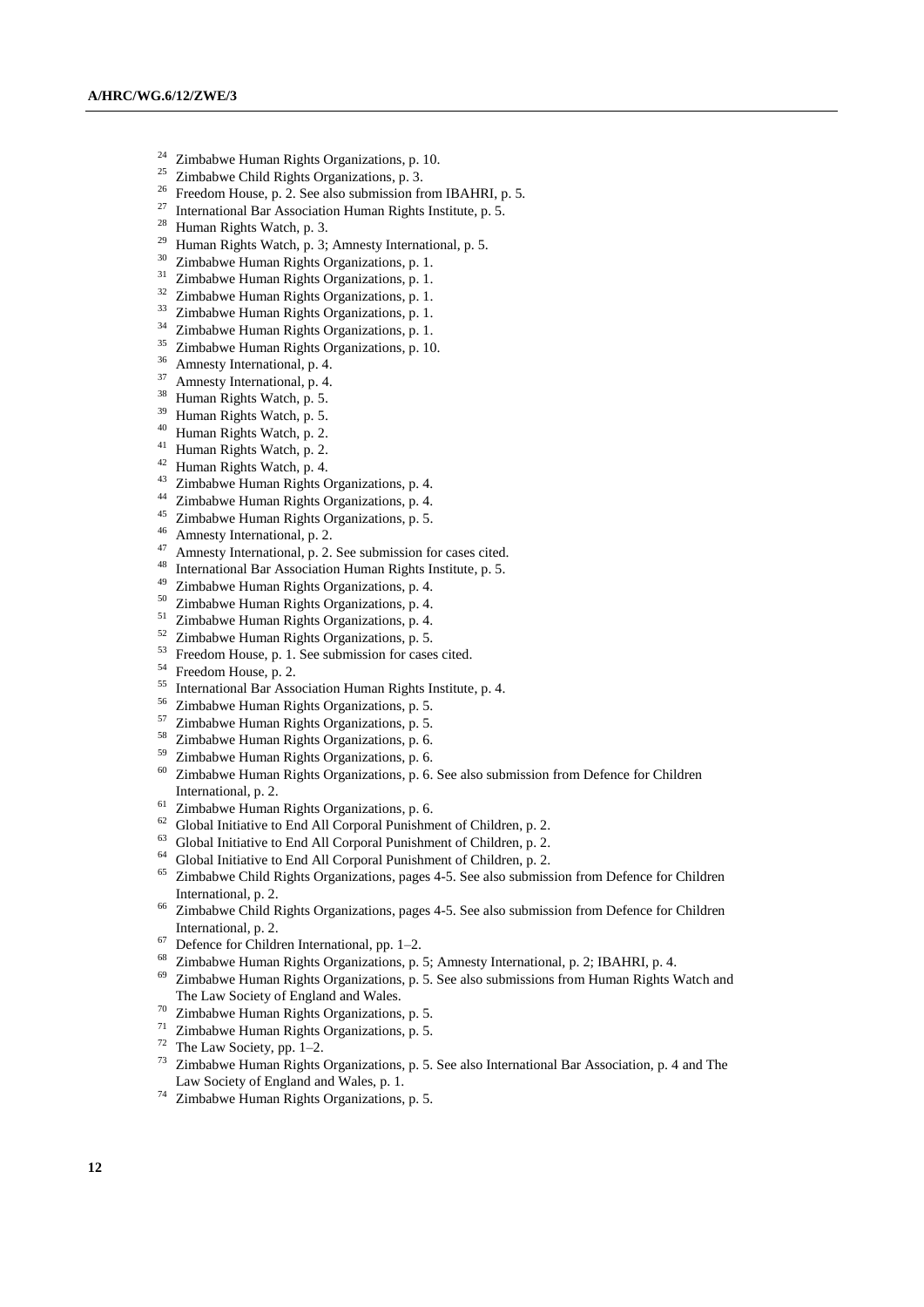[24] Zimbabwe Human Rights Organizations, p. 10.
[25] Zimbabwe Child Rights Organizations, p. 3.
[26] Freedom House, p. 2. See also submission from IBAHRI, p. 5.
[27] International Bar Association Human Rights Institute, p. 5.
[28] Human Rights Watch, p. 3.
[29] Human Rights Watch, p. 3; Amnesty International, p. 5.
[30] Zimbabwe Human Rights Organizations, p. 1.
[31] Zimbabwe Human Rights Organizations, p. 1.
[32] Zimbabwe Human Rights Organizations, p. 1.
[33] Zimbabwe Human Rights Organizations, p. 1.
[34] Zimbabwe Human Rights Organizations, p. 1.
[35] Zimbabwe Human Rights Organizations, p. 10.
[36] Amnesty International, p. 4.
[37] Amnesty International, p. 4.
[38] Human Rights Watch, p. 5.
[39] Human Rights Watch, p. 5.
[40] Human Rights Watch, p. 2.
[41] Human Rights Watch, p. 2.
[42] Human Rights Watch, p. 4.
[43] Zimbabwe Human Rights Organizations, p. 4.
[44] Zimbabwe Human Rights Organizations, p. 4.
[45] Zimbabwe Human Rights Organizations, p. 5.
[46] Amnesty International, p. 2.
[47] Amnesty International, p. 2. See submission for cases cited.
[48] International Bar Association Human Rights Institute, p. 5.
[49] Zimbabwe Human Rights Organizations, p. 4.
[50] Zimbabwe Human Rights Organizations, p. 4.
[51] Zimbabwe Human Rights Organizations, p. 4.
[52] Zimbabwe Human Rights Organizations, p. 5.
[53] Freedom House, p. 1. See submission for cases cited.
[54] Freedom House, p. 2.
[55] International Bar Association Human Rights Institute, p. 4.
[56] Zimbabwe Human Rights Organizations, p. 5.
[57] Zimbabwe Human Rights Organizations, p. 5.
[58] Zimbabwe Human Rights Organizations, p. 6.
[59] Zimbabwe Human Rights Organizations, p. 6.
[60] Zimbabwe Human Rights Organizations, p. 6. See also submission from Defence for Children International, p. 2.
[61] Zimbabwe Human Rights Organizations, p. 6.
[62] Global Initiative to End All Corporal Punishment of Children, p. 2.
[63] Global Initiative to End All Corporal Punishment of Children, p. 2.
[64] Global Initiative to End All Corporal Punishment of Children, p. 2.
[65] Zimbabwe Child Rights Organizations, pages 4-5. See also submission from Defence for Children International, p. 2.
[66] Zimbabwe Child Rights Organizations, pages 4-5. See also submission from Defence for Children International, p. 2.
[67] Defence for Children International, pp. 1–2.
[68] Zimbabwe Human Rights Organizations, p. 5; Amnesty International, p. 2; IBAHRI, p. 4.
[69] Zimbabwe Human Rights Organizations, p. 5. See also submissions from Human Rights Watch and The Law Society of England and Wales.
[70] Zimbabwe Human Rights Organizations, p. 5.
[71] Zimbabwe Human Rights Organizations, p. 5.
[72] The Law Society, pp. 1–2.
[73] Zimbabwe Human Rights Organizations, p. 5. See also International Bar Association, p. 4 and The Law Society of England and Wales, p. 1.
[74] Zimbabwe Human Rights Organizations, p. 5.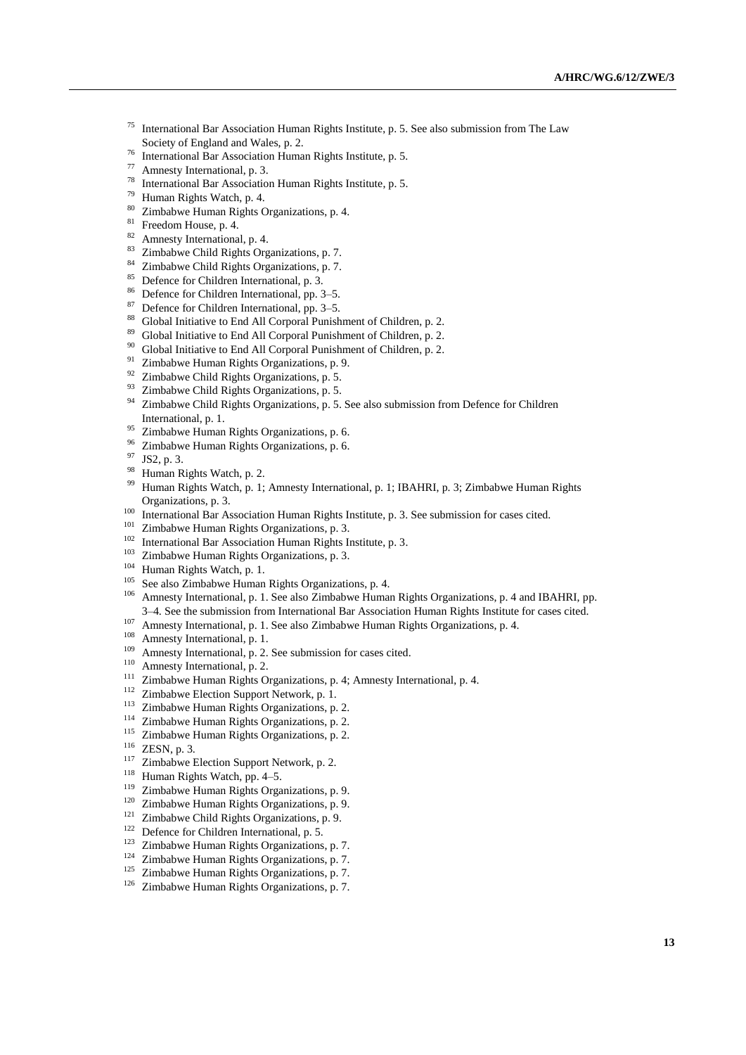[75] International Bar Association Human Rights Institute, p. 5. See also submission from The Law Society of England and Wales, p. 2.

[76] International Bar Association Human Rights Institute, p. 5.

[77] Amnesty International, p. 3.

[78] International Bar Association Human Rights Institute, p. 5.

[79] Human Rights Watch, p. 4.

[80] Zimbabwe Human Rights Organizations, p. 4.

[81] Freedom House, p. 4.

[82] Amnesty International, p. 4.

[83] Zimbabwe Child Rights Organizations, p. 7.

[84] Zimbabwe Child Rights Organizations, p. 7.

[85] Defence for Children International, p. 3.

[86] Defence for Children International, pp. 3–5.

[87] Defence for Children International, pp. 3–5.

[88] Global Initiative to End All Corporal Punishment of Children, p. 2.

[89] Global Initiative to End All Corporal Punishment of Children, p. 2.

[90] Global Initiative to End All Corporal Punishment of Children, p. 2.

[91] Zimbabwe Human Rights Organizations, p. 9.

[92] Zimbabwe Child Rights Organizations, p. 5.

[93] Zimbabwe Child Rights Organizations, p. 5.

[94] Zimbabwe Child Rights Organizations, p. 5. See also submission from Defence for Children International, p. 1.

[95] Zimbabwe Human Rights Organizations, p. 6.

[96] Zimbabwe Human Rights Organizations, p. 6.

[97] JS2, p. 3.

[98] Human Rights Watch, p. 2.

[99] Human Rights Watch, p. 1; Amnesty International, p. 1; IBAHRI, p. 3; Zimbabwe Human Rights Organizations, p. 3.

[100] International Bar Association Human Rights Institute, p. 3. See submission for cases cited.

[101] Zimbabwe Human Rights Organizations, p. 3.

[102] International Bar Association Human Rights Institute, p. 3.

[103] Zimbabwe Human Rights Organizations, p. 3.

[104] Human Rights Watch, p. 1.

[105] See also Zimbabwe Human Rights Organizations, p. 4.

[106] Amnesty International, p. 1. See also Zimbabwe Human Rights Organizations, p. 4 and IBAHRI, pp. 3–4. See the submission from International Bar Association Human Rights Institute for cases cited.

[107] Amnesty International, p. 1. See also Zimbabwe Human Rights Organizations, p. 4.

[108] Amnesty International, p. 1.

[109] Amnesty International, p. 2. See submission for cases cited.

[110] Amnesty International, p. 2.

[111] Zimbabwe Human Rights Organizations, p. 4; Amnesty International, p. 4.

[112] Zimbabwe Election Support Network, p. 1.

[113] Zimbabwe Human Rights Organizations, p. 2.

[114] Zimbabwe Human Rights Organizations, p. 2.

[115] Zimbabwe Human Rights Organizations, p. 2.

[116] ZESN, p. 3.

[117] Zimbabwe Election Support Network, p. 2.

[118] Human Rights Watch, pp. 4–5.

[119] Zimbabwe Human Rights Organizations, p. 9.

[120] Zimbabwe Human Rights Organizations, p. 9.

[121] Zimbabwe Child Rights Organizations, p. 9.

[122] Defence for Children International, p. 5.

[123] Zimbabwe Human Rights Organizations, p. 7.

[124] Zimbabwe Human Rights Organizations, p. 7.

[125] Zimbabwe Human Rights Organizations, p. 7.

[126] Zimbabwe Human Rights Organizations, p. 7.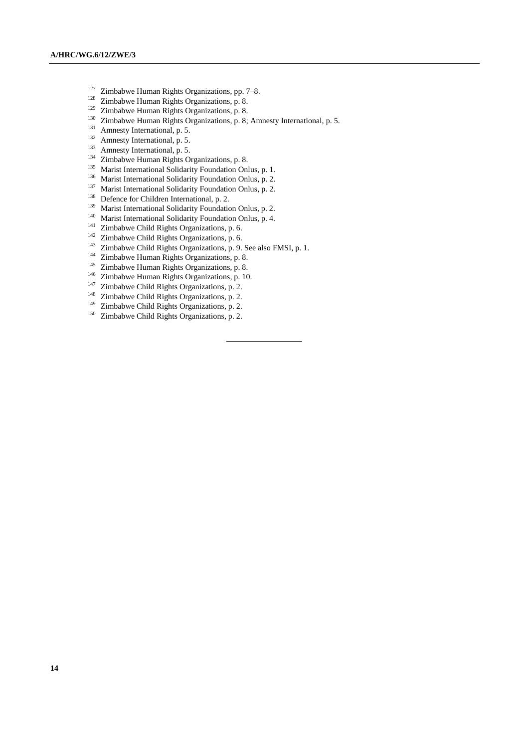[127] Zimbabwe Human Rights Organizations, pp. 7–8.
[128] Zimbabwe Human Rights Organizations, p. 8.
[129] Zimbabwe Human Rights Organizations, p. 8.
[130] Zimbabwe Human Rights Organizations, p. 8; Amnesty International, p. 5.
[131] Amnesty International, p. 5.
[132] Amnesty International, p. 5.
[133] Amnesty International, p. 5.
[134] Zimbabwe Human Rights Organizations, p. 8.
[135] Marist International Solidarity Foundation Onlus, p. 1.
[136] Marist International Solidarity Foundation Onlus, p. 2.
[137] Marist International Solidarity Foundation Onlus, p. 2.
[138] Defence for Children International, p. 2.
[139] Marist International Solidarity Foundation Onlus, p. 2.
[140] Marist International Solidarity Foundation Onlus, p. 4.
[141] Zimbabwe Child Rights Organizations, p. 6.
[142] Zimbabwe Child Rights Organizations, p. 6.
[143] Zimbabwe Child Rights Organizations, p. 9. See also FMSI, p. 1.
[144] Zimbabwe Human Rights Organizations, p. 8.
[145] Zimbabwe Human Rights Organizations, p. 8.
[146] Zimbabwe Human Rights Organizations, p. 10.
[147] Zimbabwe Child Rights Organizations, p. 2.
[148] Zimbabwe Child Rights Organizations, p. 2.
[149] Zimbabwe Child Rights Organizations, p. 2.
[150] Zimbabwe Child Rights Organizations, p. 2.